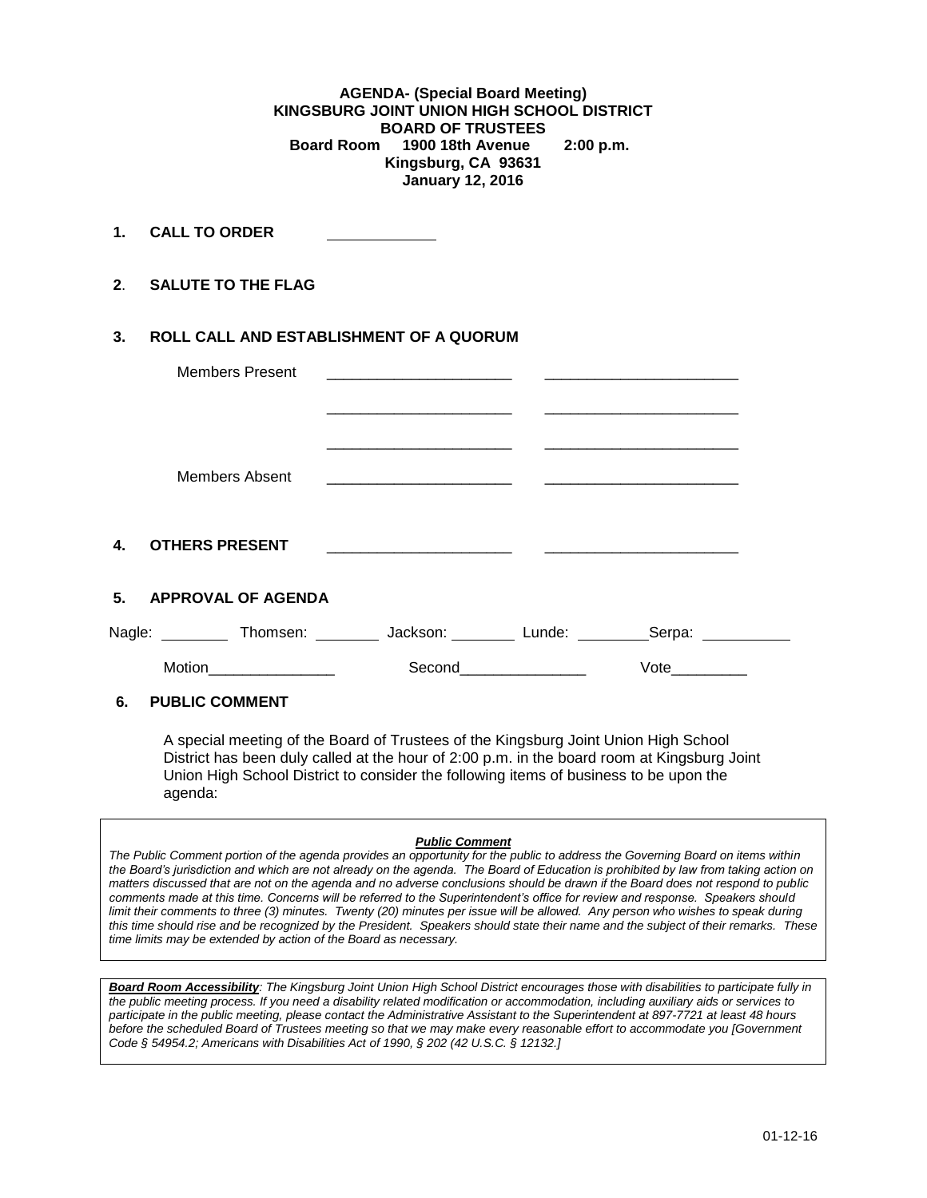**AGENDA- (Special Board Meeting)**
**KINGSBURG JOINT UNION HIGH SCHOOL DISTRICT**
**BOARD OF TRUSTEES**
**Board Room 1900 18th Avenue 2:00 p.m.**
**Kingsburg, CA 93631**
**January 12, 2016**

**1. CALL TO ORDER** ____________

**2. SALUTE TO THE FLAG**

**3. ROLL CALL AND ESTABLISHMENT OF A QUORUM**

Members Present ______________________ ______________________

______________________ ______________________

______________________ ______________________

Members Absent ______________________ ______________________

**4. OTHERS PRESENT** ______________________ ______________________

**5. APPROVAL OF AGENDA**

Nagle: ________ Thomsen: ________ Jackson: ________ Lunde: ________ Serpa: __________

Motion_______________ Second_______________ Vote_________

**6. PUBLIC COMMENT**

A special meeting of the Board of Trustees of the Kingsburg Joint Union High School District has been duly called at the hour of 2:00 p.m. in the board room at Kingsburg Joint Union High School District to consider the following items of business to be upon the agenda:

***Public Comment***

*The Public Comment portion of the agenda provides an opportunity for the public to address the Governing Board on items within the Board's jurisdiction and which are not already on the agenda. The Board of Education is prohibited by law from taking action on matters discussed that are not on the agenda and no adverse conclusions should be drawn if the Board does not respond to public comments made at this time. Concerns will be referred to the Superintendent's office for review and response. Speakers should limit their comments to three (3) minutes. Twenty (20) minutes per issue will be allowed. Any person who wishes to speak during this time should rise and be recognized by the President. Speakers should state their name and the subject of their remarks. These time limits may be extended by action of the Board as necessary.*

***Board Room Accessibility****: The Kingsburg Joint Union High School District encourages those with disabilities to participate fully in the public meeting process. If you need a disability related modification or accommodation, including auxiliary aids or services to participate in the public meeting, please contact the Administrative Assistant to the Superintendent at 897-7721 at least 48 hours before the scheduled Board of Trustees meeting so that we may make every reasonable effort to accommodate you [Government Code § 54954.2; Americans with Disabilities Act of 1990, § 202 (42 U.S.C. § 12132.]*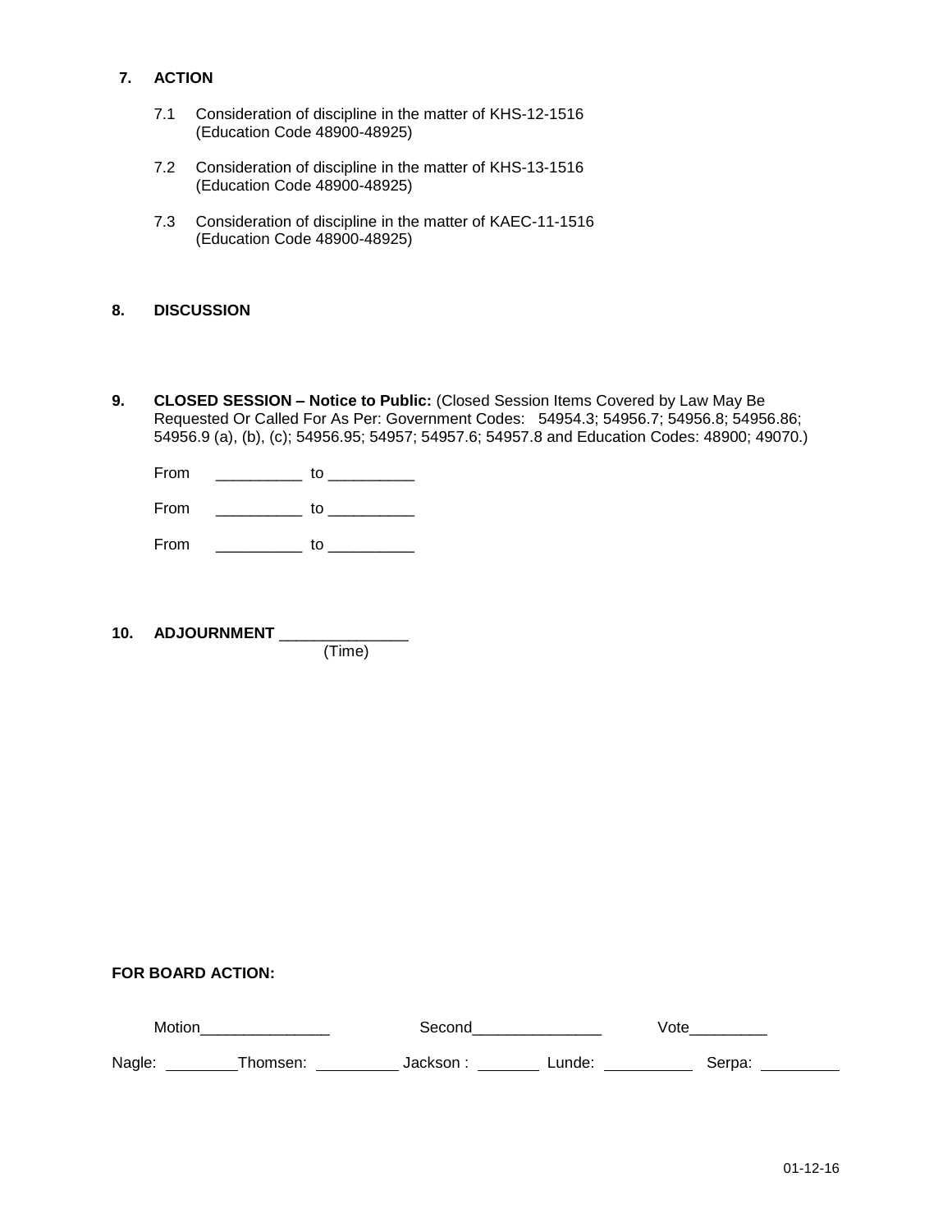**7. ACTION**

7.1 Consideration of discipline in the matter of KHS-12-1516
(Education Code 48900-48925)

7.2 Consideration of discipline in the matter of KHS-13-1516
(Education Code 48900-48925)

7.3 Consideration of discipline in the matter of KAEC-11-1516
(Education Code 48900-48925)

**8. DISCUSSION**

**9. CLOSED SESSION – Notice to Public:** (Closed Session Items Covered by Law May Be Requested Or Called For As Per: Government Codes: 54954.3; 54956.7; 54956.8; 54956.86; 54956.9 (a), (b), (c); 54956.95; 54957; 54957.6; 54957.8 and Education Codes: 48900; 49070.)

From __________ to __________

From __________ to __________

From __________ to __________

**10. ADJOURNMENT** _______________
(Time)

**FOR BOARD ACTION:**

Motion_______________ Second_______________ Vote_________

Nagle: ________ Thomsen: __________ Jackson : _______ Lunde: __________ Serpa: _________

01-12-16